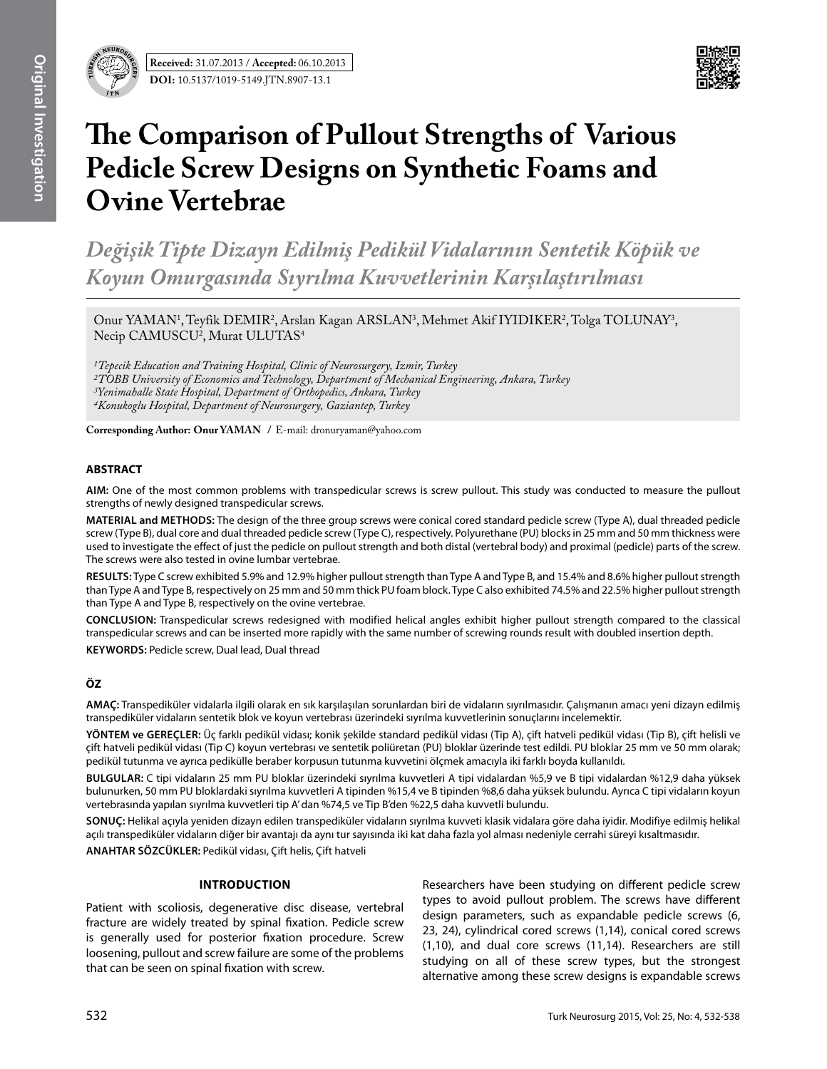Received: 31.07.2013 / Accepted: 06.10.2013

DOI: 10.5137/1019-5149.JTN.8907-13.1

# The Comparison of Pullout Strengths of Various Pedicle Screw Designs on Synthetic Foams and Ovine Vertebrae

*Değişik Tipte Dizayn Edilmiş Pedikül Vidalarının Sentetik Köpük ve Koyun Omurgasında Sıyrılma Kuvvetlerinin Karşılaştırılması*

Onur YAMAN[1], Teyfik DEMIR[2], Arslan Kagan ARSLAN[3], Mehmet Akif IYIDIKER[2], Tolga TOLUNAY[3], Necip CAMUSCU[2], Murat ULUTAS[4]

*[1]Tepecik Education and Training Hospital, Clinic of Neurosurgery, Izmir, Turkey*
*[2]TOBB University of Economics and Technology, Department of Mechanical Engineering, Ankara, Turkey*
*[3]Yenimahalle State Hospital, Department of Orthopedics, Ankara, Turkey*
*[4]Konukoglu Hospital, Department of Neurosurgery, Gaziantep, Turkey*

**Corresponding Author: Onur YAMAN** / E-mail: dronuryaman@yahoo.com

## ABSTRACT

**AIM:** One of the most common problems with transpedicular screws is screw pullout. This study was conducted to measure the pullout strengths of newly designed transpedicular screws.

**MATERIAL and METHODS:** The design of the three group screws were conical cored standard pedicle screw (Type A), dual threaded pedicle screw (Type B), dual core and dual threaded pedicle screw (Type C), respectively. Polyurethane (PU) blocks in 25 mm and 50 mm thickness were used to investigate the effect of just the pedicle on pullout strength and both distal (vertebral body) and proximal (pedicle) parts of the screw. The screws were also tested in ovine lumbar vertebrae.

**RESULTS:** Type C screw exhibited 5.9% and 12.9% higher pullout strength than Type A and Type B, and 15.4% and 8.6% higher pullout strength than Type A and Type B, respectively on 25 mm and 50 mm thick PU foam block. Type C also exhibited 74.5% and 22.5% higher pullout strength than Type A and Type B, respectively on the ovine vertebrae.

**CONCLUSION:** Transpedicular screws redesigned with modified helical angles exhibit higher pullout strength compared to the classical transpedicular screws and can be inserted more rapidly with the same number of screwing rounds result with doubled insertion depth.

**KEYWORDS:** Pedicle screw, Dual lead, Dual thread

## ÖZ

**AMAÇ:** Transpediküler vidalarla ilgili olarak en sık karşılaşılan sorunlardan biri de vidaların sıyrılmasıdır. Çalışmanın amacı yeni dizayn edilmiş transpediküler vidaların sentetik blok ve koyun vertebrası üzerindeki sıyrılma kuvvetlerinin sonuçlarını incelemektir.

**YÖNTEM ve GEREÇLER:** Üç farklı pedikül vidası; konik şekilde standard pedikül vidası (Tip A), çift hatveli pedikül vidası (Tip B), çift helisli ve çift hatveli pedikül vidası (Tip C) koyun vertebrası ve sentetik poliüretan (PU) bloklar üzerinde test edildi. PU bloklar 25 mm ve 50 mm olarak; pedikül tutunma ve ayrıca pedikülle beraber korpusun tutunma kuvvetini ölçmek amacıyla iki farklı boyda kullanıldı.

**BULGULAR:** C tipi vidaların 25 mm PU bloklar üzerindeki sıyrılma kuvvetleri A tipi vidalardan %5,9 ve B tipi vidalardan %12,9 daha yüksek bulunurken, 50 mm PU bloklardaki sıyrılma kuvvetleri A tipinden %15,4 ve B tipinden %8,6 daha yüksek bulundu. Ayrıca C tipi vidaların koyun vertebrasında yapılan sıyrılma kuvvetleri tip A'dan %74,5 ve Tip B'den %22,5 daha kuvvetli bulundu.

**SONUÇ:** Helikal açıyla yeniden dizayn edilen transpediküler vidaların sıyrılma kuvveti klasik vidalara göre daha iyidir. Modifiye edilmiş helikal açılı transpediküler vidaların diğer bir avantajı da aynı tur sayısında iki kat daha fazla yol alması nedeniyle cerrahi süreyi kısaltmasıdır.

**ANAHTAR SÖZCÜKLER:** Pedikül vidası, Çift helis, Çift hatveli

## INTRODUCTION

Patient with scoliosis, degenerative disc disease, vertebral fracture are widely treated by spinal fixation. Pedicle screw is generally used for posterior fixation procedure. Screw loosening, pullout and screw failure are some of the problems that can be seen on spinal fixation with screw.

Researchers have been studying on different pedicle screw types to avoid pullout problem. The screws have different design parameters, such as expandable pedicle screws (6, 23, 24), cylindrical cored screws (1,14), conical cored screws (1,10), and dual core screws (11,14). Researchers are still studying on all of these screw types, but the strongest alternative among these screw designs is expandable screws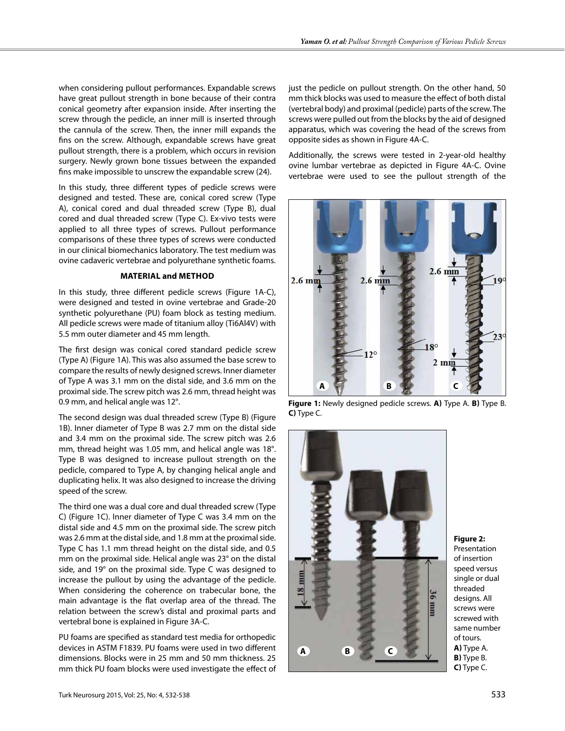when considering pullout performances. Expandable screws have great pullout strength in bone because of their contra conical geometry after expansion inside. After inserting the screw through the pedicle, an inner mill is inserted through the cannula of the screw. Then, the inner mill expands the fins on the screw. Although, expandable screws have great pullout strength, there is a problem, which occurs in revision surgery. Newly grown bone tissues between the expanded fins make impossible to unscrew the expandable screw (24).

In this study, three different types of pedicle screws were designed and tested. These are, conical cored screw (Type A), conical cored and dual threaded screw (Type B), dual cored and dual threaded screw (Type C). Ex-vivo tests were applied to all three types of screws. Pullout performance comparisons of these three types of screws were conducted in our clinical biomechanics laboratory. The test medium was ovine cadaveric vertebrae and polyurethane synthetic foams.

## MATERIAL and METHOD

In this study, three different pedicle screws (Figure 1A-C), were designed and tested in ovine vertebrae and Grade-20 synthetic polyurethane (PU) foam block as testing medium. All pedicle screws were made of titanium alloy (Ti6Al4V) with 5.5 mm outer diameter and 45 mm length.

The first design was conical cored standard pedicle screw (Type A) (Figure 1A). This was also assumed the base screw to compare the results of newly designed screws. Inner diameter of Type A was 3.1 mm on the distal side, and 3.6 mm on the proximal side. The screw pitch was 2.6 mm, thread height was 0.9 mm, and helical angle was 12°.

The second design was dual threaded screw (Type B) (Figure 1B). Inner diameter of Type B was 2.7 mm on the distal side and 3.4 mm on the proximal side. The screw pitch was 2.6 mm, thread height was 1.05 mm, and helical angle was 18°. Type B was designed to increase pullout strength on the pedicle, compared to Type A, by changing helical angle and duplicating helix. It was also designed to increase the driving speed of the screw.

The third one was a dual core and dual threaded screw (Type C) (Figure 1C). Inner diameter of Type C was 3.4 mm on the distal side and 4.5 mm on the proximal side. The screw pitch was 2.6 mm at the distal side, and 1.8 mm at the proximal side. Type C has 1.1 mm thread height on the distal side, and 0.5 mm on the proximal side. Helical angle was 23° on the distal side, and 19° on the proximal side. Type C was designed to increase the pullout by using the advantage of the pedicle. When considering the coherence on trabecular bone, the main advantage is the flat overlap area of the thread. The relation between the screw's distal and proximal parts and vertebral bone is explained in Figure 3A-C.

PU foams are specified as standard test media for orthopedic devices in ASTM F1839. PU foams were used in two different dimensions. Blocks were in 25 mm and 50 mm thickness. 25 mm thick PU foam blocks were used investigate the effect of just the pedicle on pullout strength. On the other hand, 50 mm thick blocks was used to measure the effect of both distal (vertebral body) and proximal (pedicle) parts of the screw. The screws were pulled out from the blocks by the aid of designed apparatus, which was covering the head of the screws from opposite sides as shown in Figure 4A-C.

Additionally, the screws were tested in 2-year-old healthy ovine lumbar vertebrae as depicted in Figure 4A-C. Ovine vertebrae were used to see the pullout strength of the

**Figure 1:** Newly designed pedicle screws. **A)** Type A. **B)** Type B. **C)** Type C.

**Figure 2:** Presentation of insertion speed versus single or dual threaded designs. All screws were screwed with same number of tours. **A)** Type A. **B)** Type B. **C)** Type C.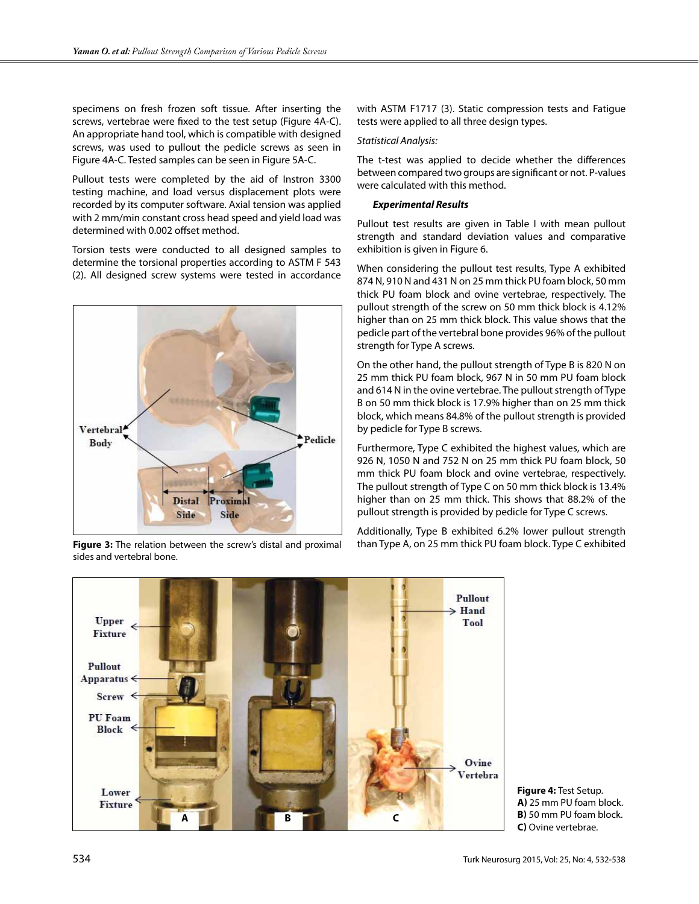specimens on fresh frozen soft tissue. After inserting the screws, vertebrae were fixed to the test setup (Figure 4A-C). An appropriate hand tool, which is compatible with designed screws, was used to pullout the pedicle screws as seen in Figure 4A-C. Tested samples can be seen in Figure 5A-C.

Pullout tests were completed by the aid of Instron 3300 testing machine, and load versus displacement plots were recorded by its computer software. Axial tension was applied with 2 mm/min constant cross head speed and yield load was determined with 0.002 offset method.

Torsion tests were conducted to all designed samples to determine the torsional properties according to ASTM F 543 (2). All designed screw systems were tested in accordance

**Figure 3:** The relation between the screw's distal and proximal sides and vertebral bone.

with ASTM F1717 (3). Static compression tests and Fatigue tests were applied to all three design types.

*Statistical Analysis:*

The t-test was applied to decide whether the differences between compared two groups are significant or not. P-values were calculated with this method.

***Experimental Results***

Pullout test results are given in Table I with mean pullout strength and standard deviation values and comparative exhibition is given in Figure 6.

When considering the pullout test results, Type A exhibited 874 N, 910 N and 431 N on 25 mm thick PU foam block, 50 mm thick PU foam block and ovine vertebrae, respectively. The pullout strength of the screw on 50 mm thick block is 4.12% higher than on 25 mm thick block. This value shows that the pedicle part of the vertebral bone provides 96% of the pullout strength for Type A screws.

On the other hand, the pullout strength of Type B is 820 N on 25 mm thick PU foam block, 967 N in 50 mm PU foam block and 614 N in the ovine vertebrae. The pullout strength of Type B on 50 mm thick block is 17.9% higher than on 25 mm thick block, which means 84.8% of the pullout strength is provided by pedicle for Type B screws.

Furthermore, Type C exhibited the highest values, which are 926 N, 1050 N and 752 N on 25 mm thick PU foam block, 50 mm thick PU foam block and ovine vertebrae, respectively. The pullout strength of Type C on 50 mm thick block is 13.4% higher than on 25 mm thick. This shows that 88.2% of the pullout strength is provided by pedicle for Type C screws.

Additionally, Type B exhibited 6.2% lower pullout strength than Type A, on 25 mm thick PU foam block. Type C exhibited

**Figure 4:** Test Setup. **A)** 25 mm PU foam block. **B)** 50 mm PU foam block. **C)** Ovine vertebrae.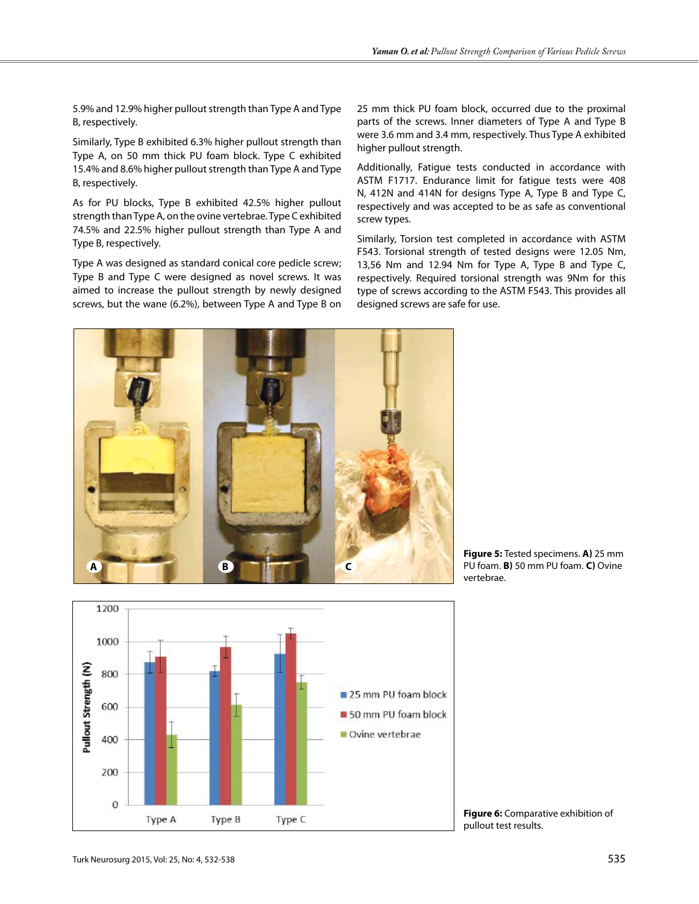5.9% and 12.9% higher pullout strength than Type A and Type B, respectively.

Similarly, Type B exhibited 6.3% higher pullout strength than Type A, on 50 mm thick PU foam block. Type C exhibited 15.4% and 8.6% higher pullout strength than Type A and Type B, respectively.

As for PU blocks, Type B exhibited 42.5% higher pullout strength than Type A, on the ovine vertebrae. Type C exhibited 74.5% and 22.5% higher pullout strength than Type A and Type B, respectively.

Type A was designed as standard conical core pedicle screw; Type B and Type C were designed as novel screws. It was aimed to increase the pullout strength by newly designed screws, but the wane (6.2%), between Type A and Type B on 25 mm thick PU foam block, occurred due to the proximal parts of the screws. Inner diameters of Type A and Type B were 3.6 mm and 3.4 mm, respectively. Thus Type A exhibited higher pullout strength.

Additionally, Fatigue tests conducted in accordance with ASTM F1717. Endurance limit for fatigue tests were 408 N, 412N and 414N for designs Type A, Type B and Type C, respectively and was accepted to be as safe as conventional screw types.

Similarly, Torsion test completed in accordance with ASTM F543. Torsional strength of tested designs were 12.05 Nm, 13,56 Nm and 12.94 Nm for Type A, Type B and Type C, respectively. Required torsional strength was 9Nm for this type of screws according to the ASTM F543. This provides all designed screws are safe for use.

**Figure 5:** Tested specimens. **A)** 25 mm PU foam. **B)** 50 mm PU foam. **C)** Ovine vertebrae.

**Figure 6:** Comparative exhibition of pullout test results.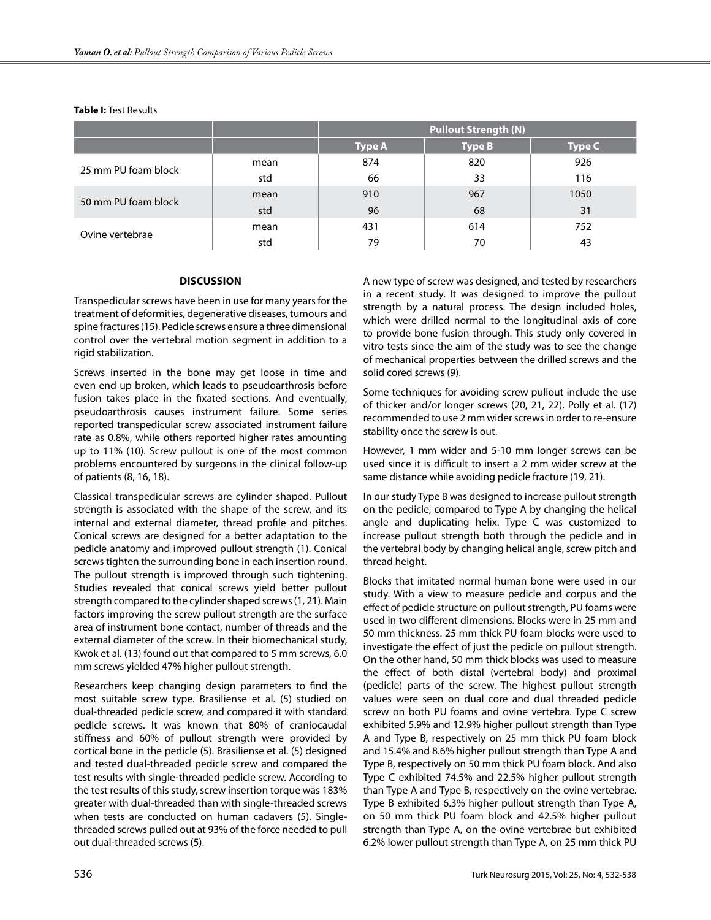**Table I:** Test Results

| | | Pullout Strength (N) | | |
|---|---|---|---|---|
| | | Type A | Type B | Type C |
| 25 mm PU foam block | mean | 874 | 820 | 926 |
| | std | 66 | 33 | 116 |
| 50 mm PU foam block | mean | 910 | 967 | 1050 |
| | std | 96 | 68 | 31 |
| Ovine vertebrae | mean | 431 | 614 | 752 |
| | std | 79 | 70 | 43 |

## DISCUSSION

Transpedicular screws have been in use for many years for the treatment of deformities, degenerative diseases, tumours and spine fractures (15). Pedicle screws ensure a three dimensional control over the vertebral motion segment in addition to a rigid stabilization.

Screws inserted in the bone may get loose in time and even end up broken, which leads to pseudoarthrosis before fusion takes place in the fixated sections. And eventually, pseudoarthrosis causes instrument failure. Some series reported transpedicular screw associated instrument failure rate as 0.8%, while others reported higher rates amounting up to 11% (10). Screw pullout is one of the most common problems encountered by surgeons in the clinical follow-up of patients (8, 16, 18).

Classical transpedicular screws are cylinder shaped. Pullout strength is associated with the shape of the screw, and its internal and external diameter, thread profile and pitches. Conical screws are designed for a better adaptation to the pedicle anatomy and improved pullout strength (1). Conical screws tighten the surrounding bone in each insertion round. The pullout strength is improved through such tightening. Studies revealed that conical screws yield better pullout strength compared to the cylinder shaped screws (1, 21). Main factors improving the screw pullout strength are the surface area of instrument bone contact, number of threads and the external diameter of the screw. In their biomechanical study, Kwok et al. (13) found out that compared to 5 mm screws, 6.0 mm screws yielded 47% higher pullout strength.

Researchers keep changing design parameters to find the most suitable screw type. Brasiliense et al. (5) studied on dual-threaded pedicle screw, and compared it with standard pedicle screws. It was known that 80% of craniocaudal stiffness and 60% of pullout strength were provided by cortical bone in the pedicle (5). Brasiliense et al. (5) designed and tested dual-threaded pedicle screw and compared the test results with single-threaded pedicle screw. According to the test results of this study, screw insertion torque was 183% greater with dual-threaded than with single-threaded screws when tests are conducted on human cadavers (5). Single-threaded screws pulled out at 93% of the force needed to pull out dual-threaded screws (5).

A new type of screw was designed, and tested by researchers in a recent study. It was designed to improve the pullout strength by a natural process. The design included holes, which were drilled normal to the longitudinal axis of core to provide bone fusion through. This study only covered in vitro tests since the aim of the study was to see the change of mechanical properties between the drilled screws and the solid cored screws (9).

Some techniques for avoiding screw pullout include the use of thicker and/or longer screws (20, 21, 22). Polly et al. (17) recommended to use 2 mm wider screws in order to re-ensure stability once the screw is out.

However, 1 mm wider and 5-10 mm longer screws can be used since it is difficult to insert a 2 mm wider screw at the same distance while avoiding pedicle fracture (19, 21).

In our study Type B was designed to increase pullout strength on the pedicle, compared to Type A by changing the helical angle and duplicating helix. Type C was customized to increase pullout strength both through the pedicle and in the vertebral body by changing helical angle, screw pitch and thread height.

Blocks that imitated normal human bone were used in our study. With a view to measure pedicle and corpus and the effect of pedicle structure on pullout strength, PU foams were used in two different dimensions. Blocks were in 25 mm and 50 mm thickness. 25 mm thick PU foam blocks were used to investigate the effect of just the pedicle on pullout strength. On the other hand, 50 mm thick blocks was used to measure the effect of both distal (vertebral body) and proximal (pedicle) parts of the screw. The highest pullout strength values were seen on dual core and dual threaded pedicle screw on both PU foams and ovine vertebra. Type C screw exhibited 5.9% and 12.9% higher pullout strength than Type A and Type B, respectively on 25 mm thick PU foam block and 15.4% and 8.6% higher pullout strength than Type A and Type B, respectively on 50 mm thick PU foam block. And also Type C exhibited 74.5% and 22.5% higher pullout strength than Type A and Type B, respectively on the ovine vertebrae. Type B exhibited 6.3% higher pullout strength than Type A, on 50 mm thick PU foam block and 42.5% higher pullout strength than Type A, on the ovine vertebrae but exhibited 6.2% lower pullout strength than Type A, on 25 mm thick PU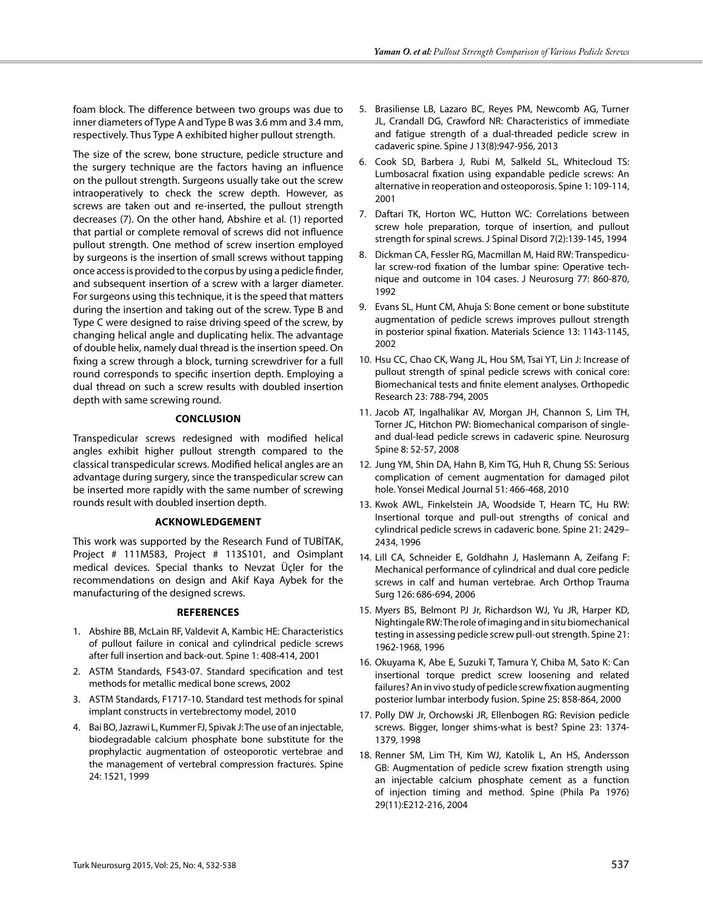foam block. The difference between two groups was due to inner diameters of Type A and Type B was 3.6 mm and 3.4 mm, respectively. Thus Type A exhibited higher pullout strength.

The size of the screw, bone structure, pedicle structure and the surgery technique are the factors having an influence on the pullout strength. Surgeons usually take out the screw intraoperatively to check the screw depth. However, as screws are taken out and re-inserted, the pullout strength decreases (7). On the other hand, Abshire et al. (1) reported that partial or complete removal of screws did not influence pullout strength. One method of screw insertion employed by surgeons is the insertion of small screws without tapping once access is provided to the corpus by using a pedicle finder, and subsequent insertion of a screw with a larger diameter. For surgeons using this technique, it is the speed that matters during the insertion and taking out of the screw. Type B and Type C were designed to raise driving speed of the screw, by changing helical angle and duplicating helix. The advantage of double helix, namely dual thread is the insertion speed. On fixing a screw through a block, turning screwdriver for a full round corresponds to specific insertion depth. Employing a dual thread on such a screw results with doubled insertion depth with same screwing round.

## CONCLUSION

Transpedicular screws redesigned with modified helical angles exhibit higher pullout strength compared to the classical transpedicular screws. Modified helical angles are an advantage during surgery, since the transpedicular screw can be inserted more rapidly with the same number of screwing rounds result with doubled insertion depth.

## ACKNOWLEDGEMENT

This work was supported by the Research Fund of TUBİTAK, Project # 111M583, Project # 113S101, and Osimplant medical devices. Special thanks to Nevzat Üçler for the recommendations on design and Akif Kaya Aybek for the manufacturing of the designed screws.

## REFERENCES

1. Abshire BB, McLain RF, Valdevit A, Kambic HE: Characteristics of pullout failure in conical and cylindrical pedicle screws after full insertion and back-out. Spine 1: 408-414, 2001
2. ASTM Standards, F543-07. Standard specification and test methods for metallic medical bone screws, 2002
3. ASTM Standards, F1717-10. Standard test methods for spinal implant constructs in vertebrectomy model, 2010
4. Bai BO, Jazrawi L, Kummer FJ, Spivak J: The use of an injectable, biodegradable calcium phosphate bone substitute for the prophylactic augmentation of osteoporotic vertebrae and the management of vertebral compression fractures. Spine 24: 1521, 1999
5. Brasiliense LB, Lazaro BC, Reyes PM, Newcomb AG, Turner JL, Crandall DG, Crawford NR: Characteristics of immediate and fatigue strength of a dual-threaded pedicle screw in cadaveric spine. Spine J 13(8):947-956, 2013
6. Cook SD, Barbera J, Rubi M, Salkeld SL, Whitecloud TS: Lumbosacral fixation using expandable pedicle screws: An alternative in reoperation and osteoporosis. Spine 1: 109-114, 2001
7. Daftari TK, Horton WC, Hutton WC: Correlations between screw hole preparation, torque of insertion, and pullout strength for spinal screws. J Spinal Disord 7(2):139-145, 1994
8. Dickman CA, Fessler RG, Macmillan M, Haid RW: Transpedicular screw-rod fixation of the lumbar spine: Operative technique and outcome in 104 cases. J Neurosurg 77: 860-870, 1992
9. Evans SL, Hunt CM, Ahuja S: Bone cement or bone substitute augmentation of pedicle screws improves pullout strength in posterior spinal fixation. Materials Science 13: 1143-1145, 2002
10. Hsu CC, Chao CK, Wang JL, Hou SM, Tsai YT, Lin J: Increase of pullout strength of spinal pedicle screws with conical core: Biomechanical tests and finite element analyses. Orthopedic Research 23: 788-794, 2005
11. Jacob AT, Ingalhalikar AV, Morgan JH, Channon S, Lim TH, Torner JC, Hitchon PW: Biomechanical comparison of single- and dual-lead pedicle screws in cadaveric spine. Neurosurg Spine 8: 52-57, 2008
12. Jung YM, Shin DA, Hahn B, Kim TG, Huh R, Chung SS: Serious complication of cement augmentation for damaged pilot hole. Yonsei Medical Journal 51: 466-468, 2010
13. Kwok AWL, Finkelstein JA, Woodside T, Hearn TC, Hu RW: Insertional torque and pull-out strengths of conical and cylindrical pedicle screws in cadaveric bone. Spine 21: 2429–2434, 1996
14. Lill CA, Schneider E, Goldhahn J, Haslemann A, Zeifang F: Mechanical performance of cylindrical and dual core pedicle screws in calf and human vertebrae. Arch Orthop Trauma Surg 126: 686-694, 2006
15. Myers BS, Belmont PJ Jr, Richardson WJ, Yu JR, Harper KD, Nightingale RW: The role of imaging and in situ biomechanical testing in assessing pedicle screw pull-out strength. Spine 21: 1962-1968, 1996
16. Okuyama K, Abe E, Suzuki T, Tamura Y, Chiba M, Sato K: Can insertional torque predict screw loosening and related failures? An in vivo study of pedicle screw fixation augmenting posterior lumbar interbody fusion. Spine 25: 858-864, 2000
17. Polly DW Jr, Orchowski JR, Ellenbogen RG: Revision pedicle screws. Bigger, longer shims-what is best? Spine 23: 1374-1379, 1998
18. Renner SM, Lim TH, Kim WJ, Katolik L, An HS, Andersson GB: Augmentation of pedicle screw fixation strength using an injectable calcium phosphate cement as a function of injection timing and method. Spine (Phila Pa 1976) 29(11):E212-216, 2004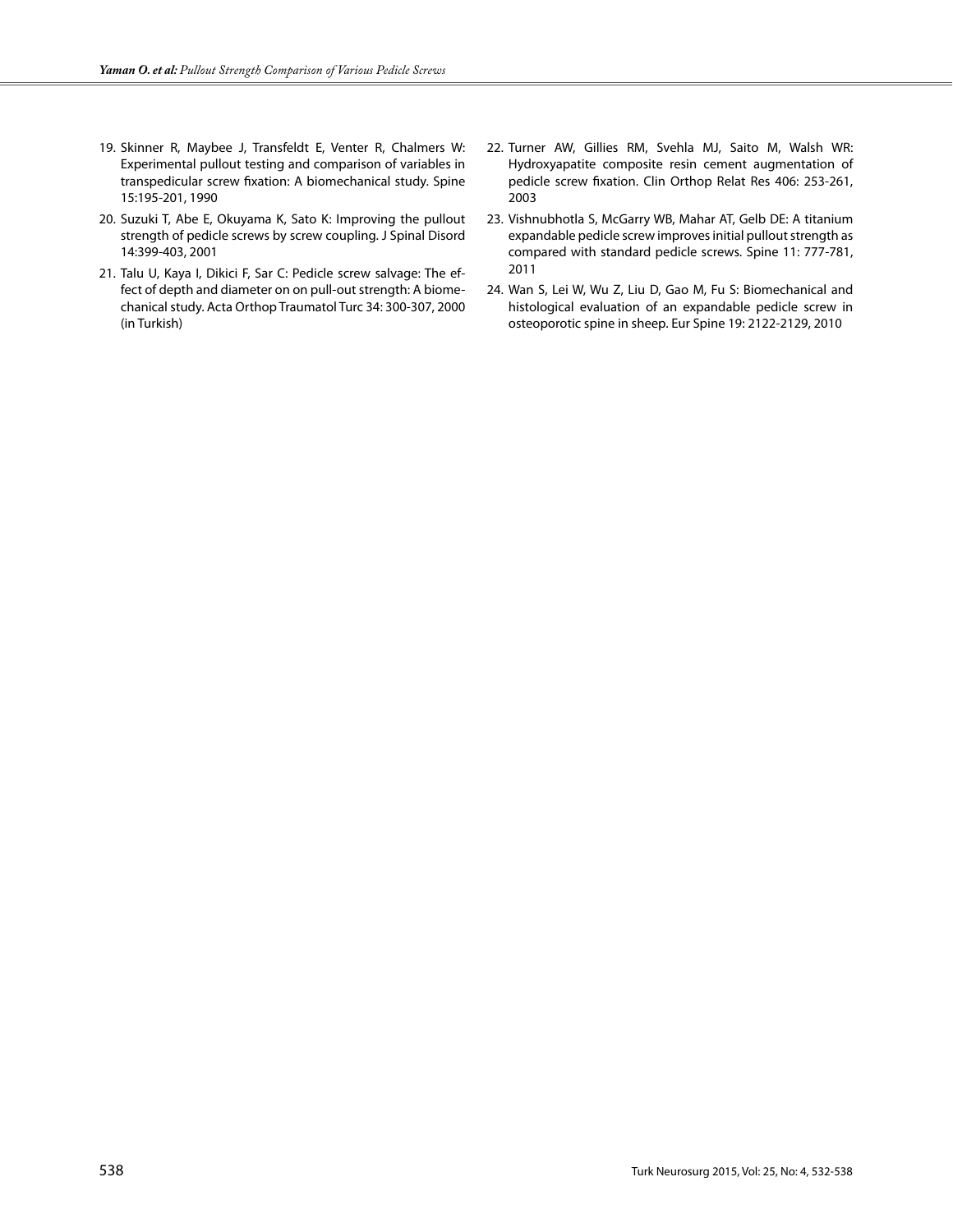19. Skinner R, Maybee J, Transfeldt E, Venter R, Chalmers W: Experimental pullout testing and comparison of variables in transpedicular screw fixation: A biomechanical study. Spine 15:195-201, 1990
20. Suzuki T, Abe E, Okuyama K, Sato K: Improving the pullout strength of pedicle screws by screw coupling. J Spinal Disord 14:399-403, 2001
21. Talu U, Kaya I, Dikici F, Sar C: Pedicle screw salvage: The effect of depth and diameter on on pull-out strength: A biomechanical study. Acta Orthop Traumatol Turc 34: 300-307, 2000 (in Turkish)
22. Turner AW, Gillies RM, Svehla MJ, Saito M, Walsh WR: Hydroxyapatite composite resin cement augmentation of pedicle screw fixation. Clin Orthop Relat Res 406: 253-261, 2003
23. Vishnubhotla S, McGarry WB, Mahar AT, Gelb DE: A titanium expandable pedicle screw improves initial pullout strength as compared with standard pedicle screws. Spine 11: 777-781, 2011
24. Wan S, Lei W, Wu Z, Liu D, Gao M, Fu S: Biomechanical and histological evaluation of an expandable pedicle screw in osteoporotic spine in sheep. Eur Spine 19: 2122-2129, 2010